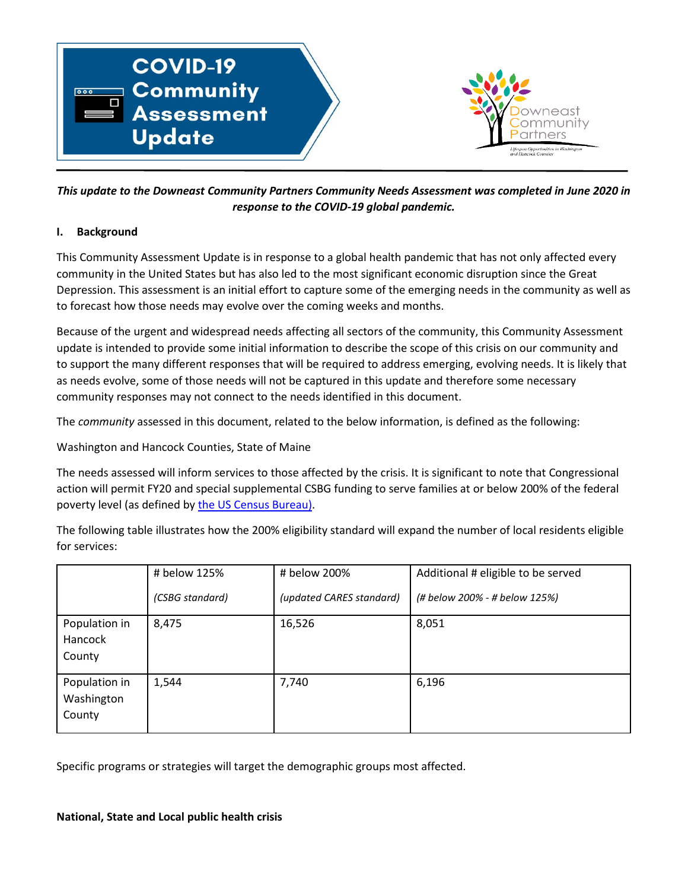# COVID-19 Community Assessment Update

Downeast Community Partners

*This update to the Downeast Community Partners Community Needs Assessment was completed in June 2020 in response to the COVID-19 global pandemic.*

## I. Background

This Community Assessment Update is in response to a global health pandemic that has not only affected every community in the United States but has also led to the most significant economic disruption since the Great Depression. This assessment is an initial effort to capture some of the emerging needs in the community as well as to forecast how those needs may evolve over the coming weeks and months.

Because of the urgent and widespread needs affecting all sectors of the community, this Community Assessment update is intended to provide some initial information to describe the scope of this crisis on our community and to support the many different responses that will be required to address emerging, evolving needs. It is likely that as needs evolve, some of those needs will not be captured in this update and therefore some necessary community responses may not connect to the needs identified in this document.

The *community* assessed in this document, related to the below information, is defined as the following:

Washington and Hancock Counties, State of Maine

The needs assessed will inform services to those affected by the crisis. It is significant to note that Congressional action will permit FY20 and special supplemental CSBG funding to serve families at or below 200% of the federal poverty level (as defined by the US Census Bureau).

The following table illustrates how the 200% eligibility standard will expand the number of local residents eligible for services:

| | # below 125% *(CSBG standard)* | # below 200% *(updated CARES standard)* | Additional # eligible to be served *(# below 200% - # below 125%)* |
|---|---|---|---|
| Population in Hancock County | 8,475 | 16,526 | 8,051 |
| Population in Washington County | 1,544 | 7,740 | 6,196 |

Specific programs or strategies will target the demographic groups most affected.

**National, State and Local public health crisis**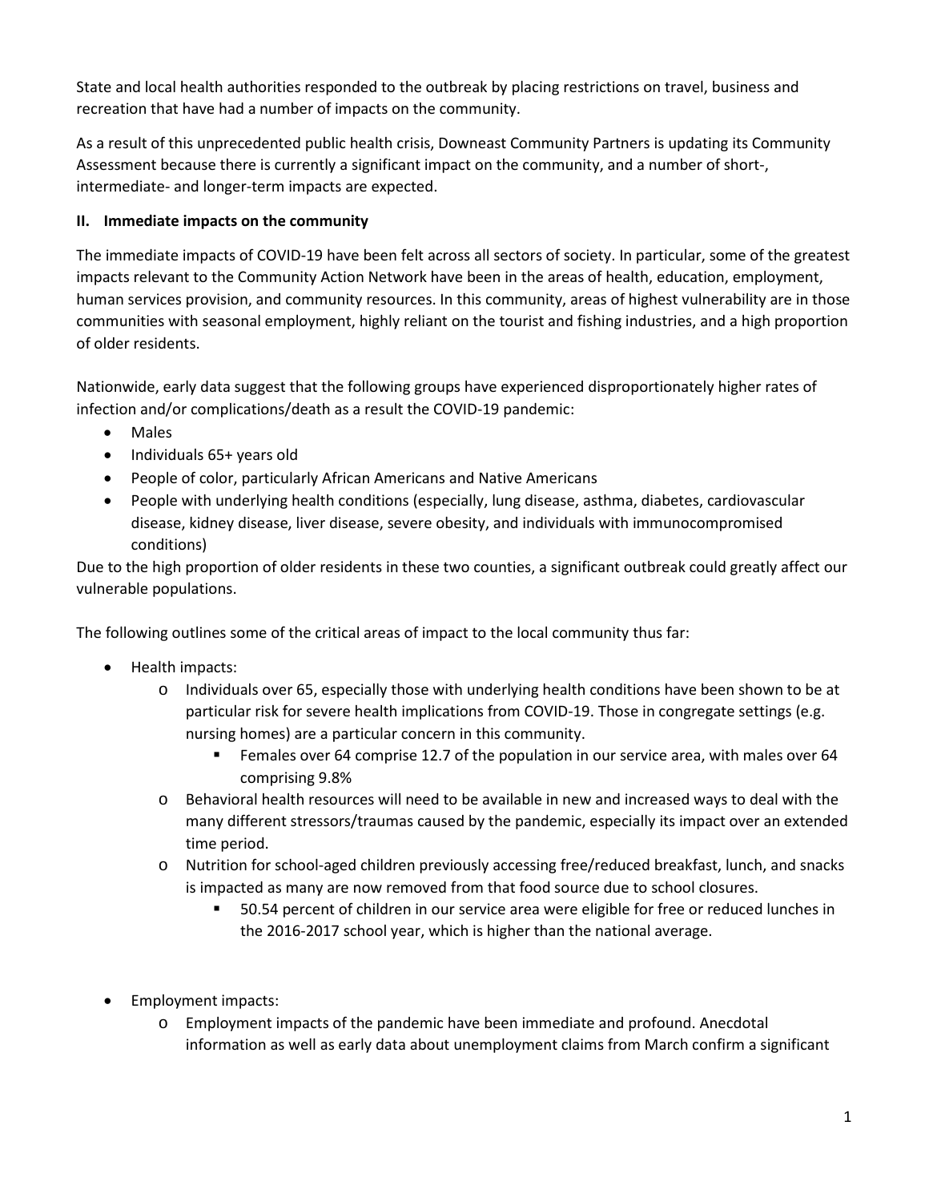State and local health authorities responded to the outbreak by placing restrictions on travel, business and recreation that have had a number of impacts on the community.

As a result of this unprecedented public health crisis, Downeast Community Partners is updating its Community Assessment because there is currently a significant impact on the community, and a number of short-, intermediate- and longer-term impacts are expected.

## II. Immediate impacts on the community

The immediate impacts of COVID-19 have been felt across all sectors of society. In particular, some of the greatest impacts relevant to the Community Action Network have been in the areas of health, education, employment, human services provision, and community resources. In this community, areas of highest vulnerability are in those communities with seasonal employment, highly reliant on the tourist and fishing industries, and a high proportion of older residents.

Nationwide, early data suggest that the following groups have experienced disproportionately higher rates of infection and/or complications/death as a result the COVID-19 pandemic:

- Males
- Individuals 65+ years old
- People of color, particularly African Americans and Native Americans
- People with underlying health conditions (especially, lung disease, asthma, diabetes, cardiovascular disease, kidney disease, liver disease, severe obesity, and individuals with immunocompromised conditions)

Due to the high proportion of older residents in these two counties, a significant outbreak could greatly affect our vulnerable populations.

The following outlines some of the critical areas of impact to the local community thus far:

- Health impacts:
  - Individuals over 65, especially those with underlying health conditions have been shown to be at particular risk for severe health implications from COVID-19. Those in congregate settings (e.g. nursing homes) are a particular concern in this community.
    - Females over 64 comprise 12.7 of the population in our service area, with males over 64 comprising 9.8%
  - Behavioral health resources will need to be available in new and increased ways to deal with the many different stressors/traumas caused by the pandemic, especially its impact over an extended time period.
  - Nutrition for school-aged children previously accessing free/reduced breakfast, lunch, and snacks is impacted as many are now removed from that food source due to school closures.
    - 50.54 percent of children in our service area were eligible for free or reduced lunches in the 2016-2017 school year, which is higher than the national average.

- Employment impacts:
  - Employment impacts of the pandemic have been immediate and profound. Anecdotal information as well as early data about unemployment claims from March confirm a significant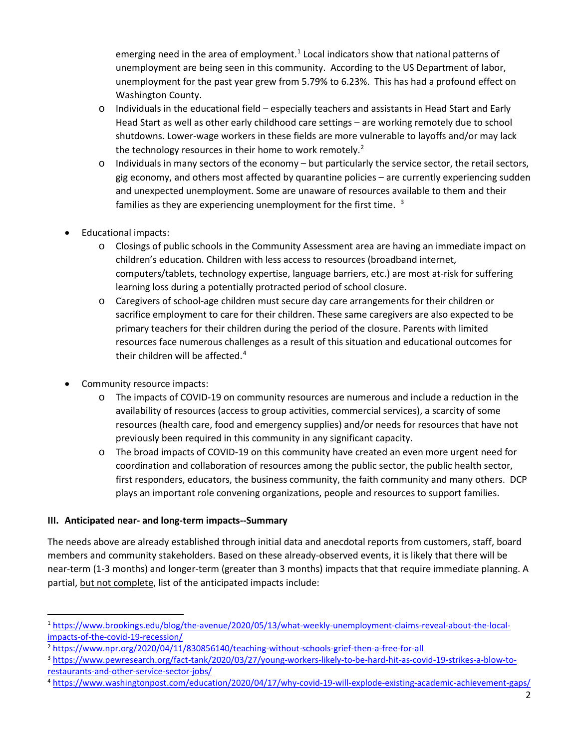emerging need in the area of employment.[1] Local indicators show that national patterns of unemployment are being seen in this community. According to the US Department of labor, unemployment for the past year grew from 5.79% to 6.23%. This has had a profound effect on Washington County.
  - Individuals in the educational field – especially teachers and assistants in Head Start and Early Head Start as well as other early childhood care settings – are working remotely due to school shutdowns. Lower-wage workers in these fields are more vulnerable to layoffs and/or may lack the technology resources in their home to work remotely.[2]
  - Individuals in many sectors of the economy – but particularly the service sector, the retail sectors, gig economy, and others most affected by quarantine policies – are currently experiencing sudden and unexpected unemployment. Some are unaware of resources available to them and their families as they are experiencing unemployment for the first time. [3]

- Educational impacts:
  - Closings of public schools in the Community Assessment area are having an immediate impact on children's education. Children with less access to resources (broadband internet, computers/tablets, technology expertise, language barriers, etc.) are most at-risk for suffering learning loss during a potentially protracted period of school closure.
  - Caregivers of school-age children must secure day care arrangements for their children or sacrifice employment to care for their children. These same caregivers are also expected to be primary teachers for their children during the period of the closure. Parents with limited resources face numerous challenges as a result of this situation and educational outcomes for their children will be affected.[4]

- Community resource impacts:
  - The impacts of COVID-19 on community resources are numerous and include a reduction in the availability of resources (access to group activities, commercial services), a scarcity of some resources (health care, food and emergency supplies) and/or needs for resources that have not previously been required in this community in any significant capacity.
  - The broad impacts of COVID-19 on this community have created an even more urgent need for coordination and collaboration of resources among the public sector, the public health sector, first responders, educators, the business community, the faith community and many others. DCP plays an important role convening organizations, people and resources to support families.

### III. Anticipated near- and long-term impacts--Summary

The needs above are already established through initial data and anecdotal reports from customers, staff, board members and community stakeholders. Based on these already-observed events, it is likely that there will be near-term (1-3 months) and longer-term (greater than 3 months) impacts that that require immediate planning. A partial, <u>but not complete</u>, list of the anticipated impacts include:

---

[1] https://www.brookings.edu/blog/the-avenue/2020/05/13/what-weekly-unemployment-claims-reveal-about-the-local-impacts-of-the-covid-19-recession/

[2] https://www.npr.org/2020/04/11/830856140/teaching-without-schools-grief-then-a-free-for-all

[3] https://www.pewresearch.org/fact-tank/2020/03/27/young-workers-likely-to-be-hard-hit-as-covid-19-strikes-a-blow-to-restaurants-and-other-service-sector-jobs/

[4] https://www.washingtonpost.com/education/2020/04/17/why-covid-19-will-explode-existing-academic-achievement-gaps/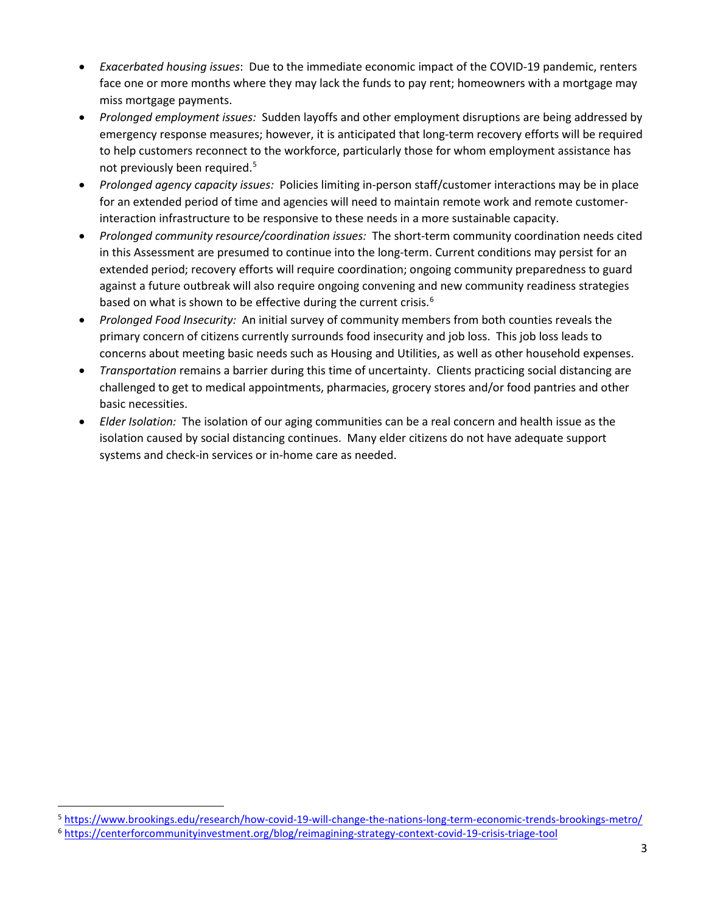- *Exacerbated housing issues*: Due to the immediate economic impact of the COVID-19 pandemic, renters face one or more months where they may lack the funds to pay rent; homeowners with a mortgage may miss mortgage payments.
- *Prolonged employment issues:* Sudden layoffs and other employment disruptions are being addressed by emergency response measures; however, it is anticipated that long-term recovery efforts will be required to help customers reconnect to the workforce, particularly those for whom employment assistance has not previously been required.[5]
- *Prolonged agency capacity issues:* Policies limiting in-person staff/customer interactions may be in place for an extended period of time and agencies will need to maintain remote work and remote customer-interaction infrastructure to be responsive to these needs in a more sustainable capacity.
- *Prolonged community resource/coordination issues:* The short-term community coordination needs cited in this Assessment are presumed to continue into the long-term. Current conditions may persist for an extended period; recovery efforts will require coordination; ongoing community preparedness to guard against a future outbreak will also require ongoing convening and new community readiness strategies based on what is shown to be effective during the current crisis.[6]
- *Prolonged Food Insecurity:* An initial survey of community members from both counties reveals the primary concern of citizens currently surrounds food insecurity and job loss. This job loss leads to concerns about meeting basic needs such as Housing and Utilities, as well as other household expenses.
- *Transportation* remains a barrier during this time of uncertainty. Clients practicing social distancing are challenged to get to medical appointments, pharmacies, grocery stores and/or food pantries and other basic necessities.
- *Elder Isolation:* The isolation of our aging communities can be a real concern and health issue as the isolation caused by social distancing continues. Many elder citizens do not have adequate support systems and check-in services or in-home care as needed.

[5] https://www.brookings.edu/research/how-covid-19-will-change-the-nations-long-term-economic-trends-brookings-metro/

[6] https://centerforcommunityinvestment.org/blog/reimagining-strategy-context-covid-19-crisis-triage-tool